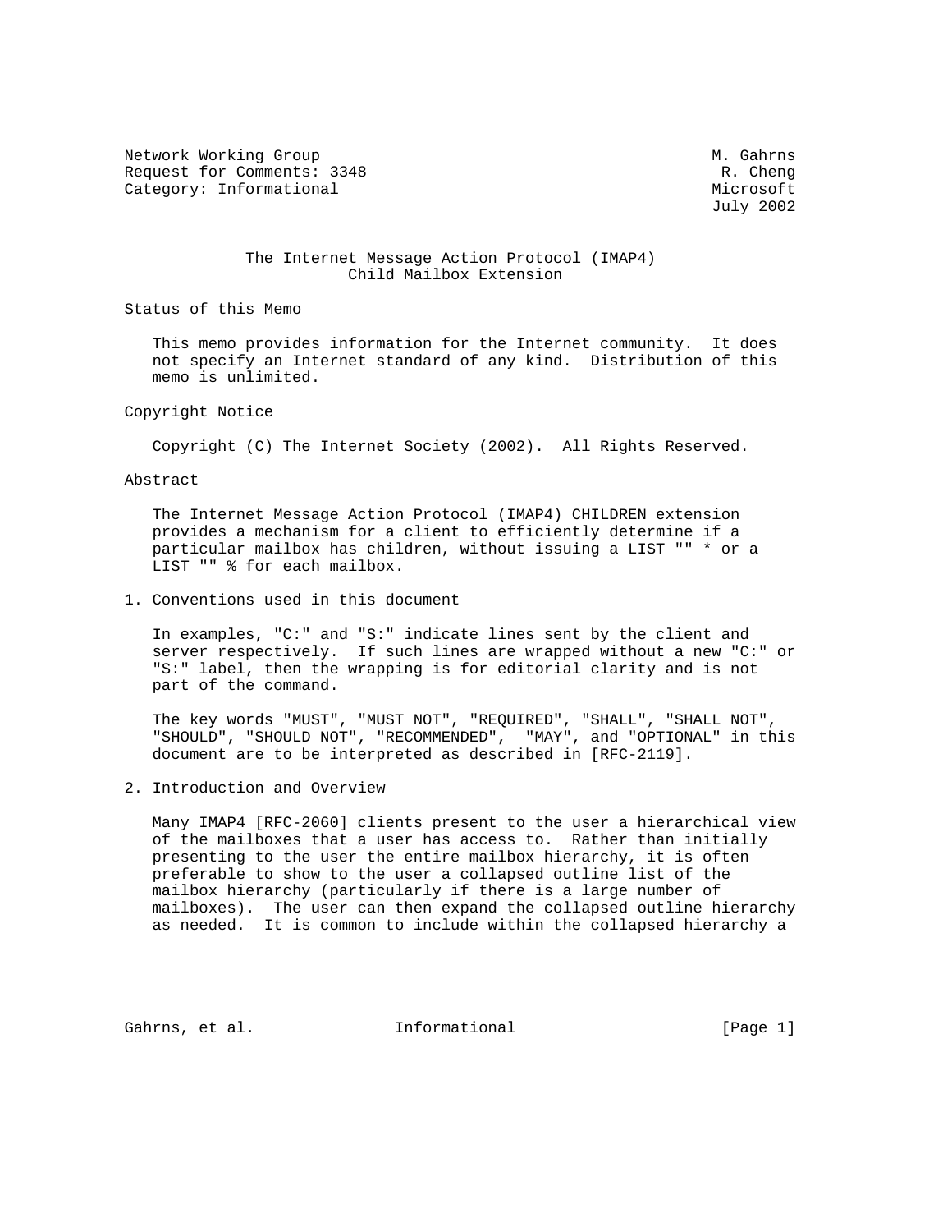Network Working Group M. Gahrns
Request for Comments: 3348 R. Cheng
Category: Informational Microsoft
July 2002

# The Internet Message Action Protocol (IMAP4) Child Mailbox Extension

## Status of this Memo

This memo provides information for the Internet community. It does not specify an Internet standard of any kind. Distribution of this memo is unlimited.

## Copyright Notice

Copyright (C) The Internet Society (2002). All Rights Reserved.

## Abstract

The Internet Message Action Protocol (IMAP4) CHILDREN extension provides a mechanism for a client to efficiently determine if a particular mailbox has children, without issuing a LIST "" * or a LIST "" % for each mailbox.

## 1. Conventions used in this document

In examples, "C:" and "S:" indicate lines sent by the client and server respectively. If such lines are wrapped without a new "C:" or "S:" label, then the wrapping is for editorial clarity and is not part of the command.

The key words "MUST", "MUST NOT", "REQUIRED", "SHALL", "SHALL NOT", "SHOULD", "SHOULD NOT", "RECOMMENDED", "MAY", and "OPTIONAL" in this document are to be interpreted as described in [RFC-2119].

## 2. Introduction and Overview

Many IMAP4 [RFC-2060] clients present to the user a hierarchical view of the mailboxes that a user has access to. Rather than initially presenting to the user the entire mailbox hierarchy, it is often preferable to show to the user a collapsed outline list of the mailbox hierarchy (particularly if there is a large number of mailboxes). The user can then expand the collapsed outline hierarchy as needed. It is common to include within the collapsed hierarchy a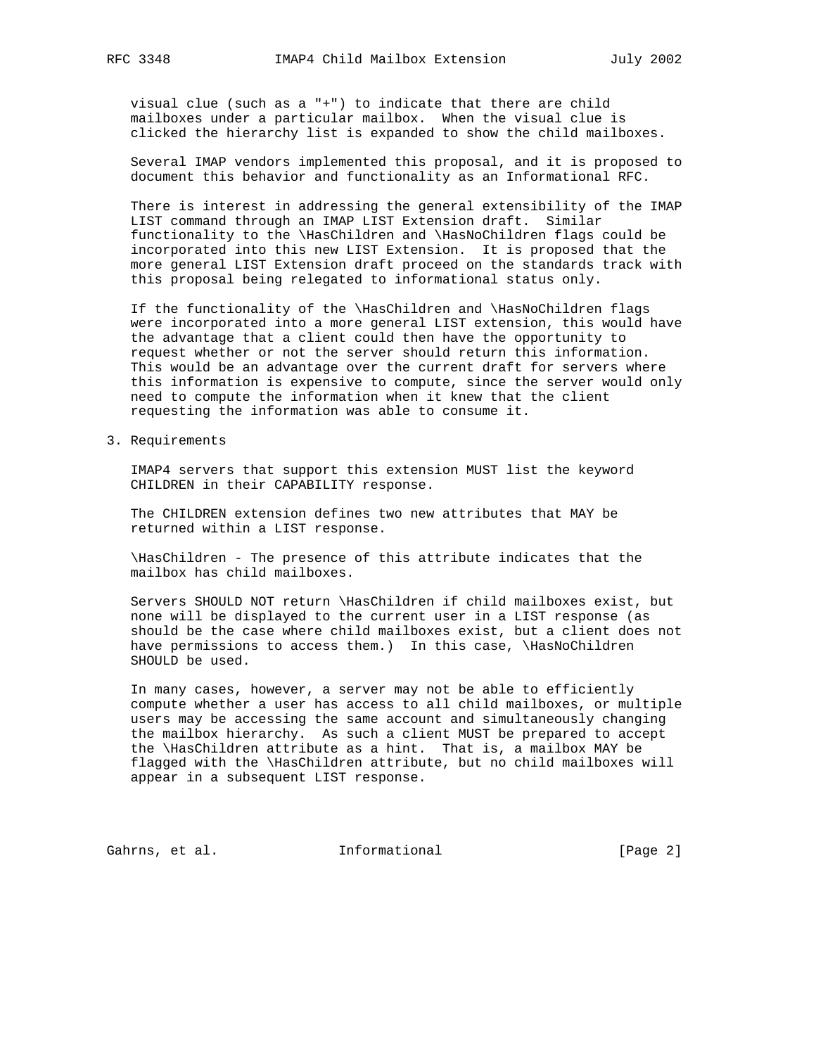visual clue (such as a "+") to indicate that there are child mailboxes under a particular mailbox. When the visual clue is clicked the hierarchy list is expanded to show the child mailboxes.

Several IMAP vendors implemented this proposal, and it is proposed to document this behavior and functionality as an Informational RFC.

There is interest in addressing the general extensibility of the IMAP LIST command through an IMAP LIST Extension draft. Similar functionality to the \HasChildren and \HasNoChildren flags could be incorporated into this new LIST Extension. It is proposed that the more general LIST Extension draft proceed on the standards track with this proposal being relegated to informational status only.

If the functionality of the \HasChildren and \HasNoChildren flags were incorporated into a more general LIST extension, this would have the advantage that a client could then have the opportunity to request whether or not the server should return this information. This would be an advantage over the current draft for servers where this information is expensive to compute, since the server would only need to compute the information when it knew that the client requesting the information was able to consume it.

## 3. Requirements

IMAP4 servers that support this extension MUST list the keyword CHILDREN in their CAPABILITY response.

The CHILDREN extension defines two new attributes that MAY be returned within a LIST response.

\HasChildren - The presence of this attribute indicates that the mailbox has child mailboxes.

Servers SHOULD NOT return \HasChildren if child mailboxes exist, but none will be displayed to the current user in a LIST response (as should be the case where child mailboxes exist, but a client does not have permissions to access them.) In this case, \HasNoChildren SHOULD be used.

In many cases, however, a server may not be able to efficiently compute whether a user has access to all child mailboxes, or multiple users may be accessing the same account and simultaneously changing the mailbox hierarchy. As such a client MUST be prepared to accept the \HasChildren attribute as a hint. That is, a mailbox MAY be flagged with the \HasChildren attribute, but no child mailboxes will appear in a subsequent LIST response.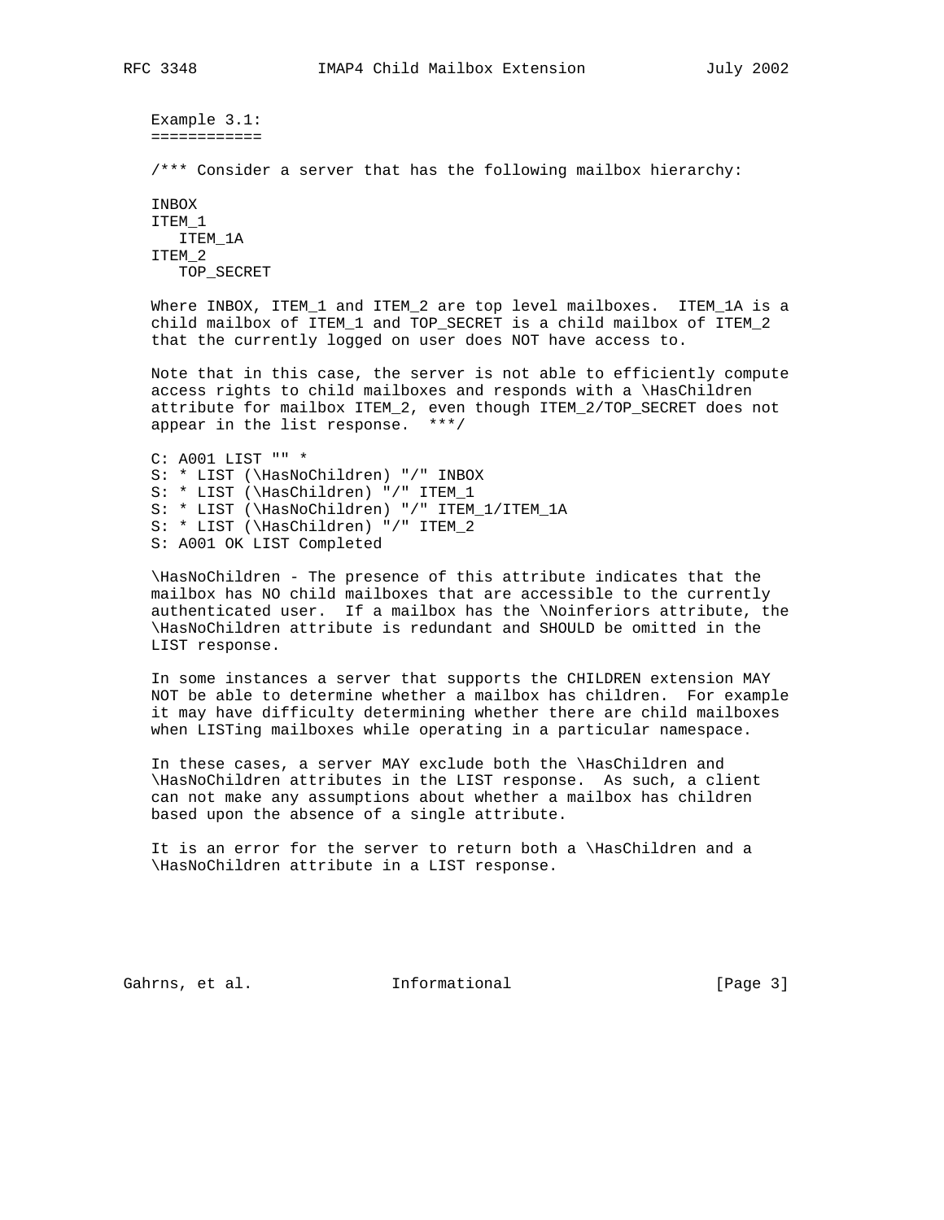Example 3.1:
============

```
/*** Consider a server that has the following mailbox hierarchy:

INBOX
ITEM_1
   ITEM_1A
ITEM_2
   TOP_SECRET

Where INBOX, ITEM_1 and ITEM_2 are top level mailboxes.  ITEM_1A is a
child mailbox of ITEM_1 and TOP_SECRET is a child mailbox of ITEM_2
that the currently logged on user does NOT have access to.

Note that in this case, the server is not able to efficiently compute
access rights to child mailboxes and responds with a \HasChildren
attribute for mailbox ITEM_2, even though ITEM_2/TOP_SECRET does not
appear in the list response.  ***/

C: A001 LIST "" *
S: * LIST (\HasNoChildren) "/" INBOX
S: * LIST (\HasChildren) "/" ITEM_1
S: * LIST (\HasNoChildren) "/" ITEM_1/ITEM_1A
S: * LIST (\HasChildren) "/" ITEM_2
S: A001 OK LIST Completed
```

\HasNoChildren - The presence of this attribute indicates that the mailbox has NO child mailboxes that are accessible to the currently authenticated user. If a mailbox has the \Noinferiors attribute, the \HasNoChildren attribute is redundant and SHOULD be omitted in the LIST response.

In some instances a server that supports the CHILDREN extension MAY NOT be able to determine whether a mailbox has children. For example it may have difficulty determining whether there are child mailboxes when LISTing mailboxes while operating in a particular namespace.

In these cases, a server MAY exclude both the \HasChildren and \HasNoChildren attributes in the LIST response. As such, a client can not make any assumptions about whether a mailbox has children based upon the absence of a single attribute.

It is an error for the server to return both a \HasChildren and a \HasNoChildren attribute in a LIST response.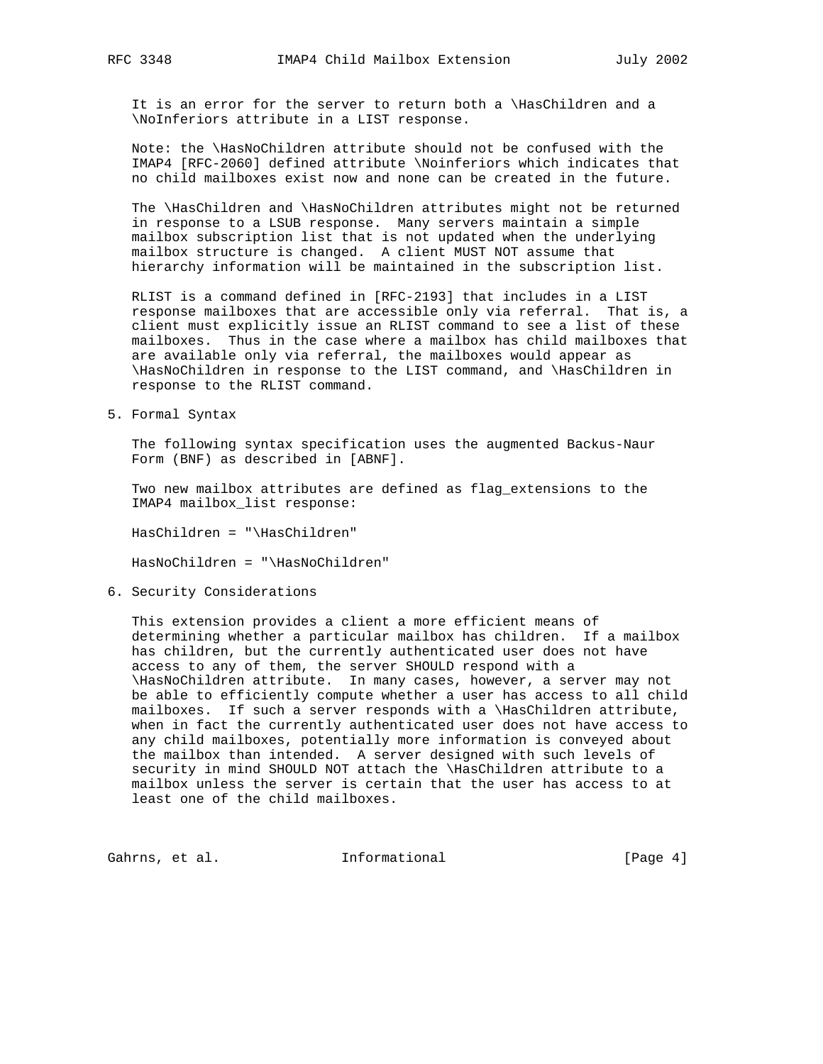It is an error for the server to return both a \HasChildren and a \NoInferiors attribute in a LIST response.

Note: the \HasNoChildren attribute should not be confused with the IMAP4 [RFC-2060] defined attribute \Noinferiors which indicates that no child mailboxes exist now and none can be created in the future.

The \HasChildren and \HasNoChildren attributes might not be returned in response to a LSUB response. Many servers maintain a simple mailbox subscription list that is not updated when the underlying mailbox structure is changed. A client MUST NOT assume that hierarchy information will be maintained in the subscription list.

RLIST is a command defined in [RFC-2193] that includes in a LIST response mailboxes that are accessible only via referral. That is, a client must explicitly issue an RLIST command to see a list of these mailboxes. Thus in the case where a mailbox has child mailboxes that are available only via referral, the mailboxes would appear as \HasNoChildren in response to the LIST command, and \HasChildren in response to the RLIST command.

## 5. Formal Syntax

The following syntax specification uses the augmented Backus-Naur Form (BNF) as described in [ABNF].

Two new mailbox attributes are defined as flag_extensions to the IMAP4 mailbox_list response:

```
HasChildren = "\HasChildren"

HasNoChildren = "\HasNoChildren"
```

## 6. Security Considerations

This extension provides a client a more efficient means of determining whether a particular mailbox has children. If a mailbox has children, but the currently authenticated user does not have access to any of them, the server SHOULD respond with a \HasNoChildren attribute. In many cases, however, a server may not be able to efficiently compute whether a user has access to all child mailboxes. If such a server responds with a \HasChildren attribute, when in fact the currently authenticated user does not have access to any child mailboxes, potentially more information is conveyed about the mailbox than intended. A server designed with such levels of security in mind SHOULD NOT attach the \HasChildren attribute to a mailbox unless the server is certain that the user has access to at least one of the child mailboxes.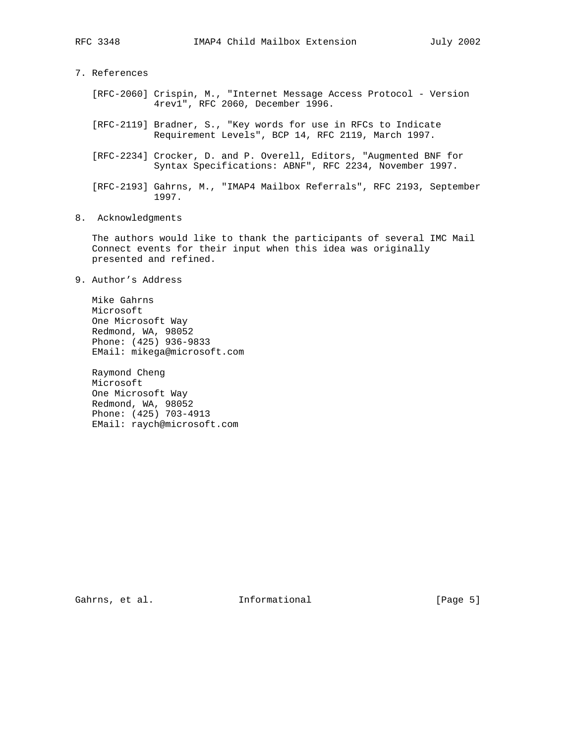## 7. References

[RFC-2060] Crispin, M., "Internet Message Access Protocol - Version 4rev1", RFC 2060, December 1996.

[RFC-2119] Bradner, S., "Key words for use in RFCs to Indicate Requirement Levels", BCP 14, RFC 2119, March 1997.

[RFC-2234] Crocker, D. and P. Overell, Editors, "Augmented BNF for Syntax Specifications: ABNF", RFC 2234, November 1997.

[RFC-2193] Gahrns, M., "IMAP4 Mailbox Referrals", RFC 2193, September 1997.

## 8. Acknowledgments

The authors would like to thank the participants of several IMC Mail Connect events for their input when this idea was originally presented and refined.

## 9. Author's Address

Mike Gahrns
Microsoft
One Microsoft Way
Redmond, WA, 98052
Phone: (425) 936-9833
EMail: mikega@microsoft.com

Raymond Cheng
Microsoft
One Microsoft Way
Redmond, WA, 98052
Phone: (425) 703-4913
EMail: raych@microsoft.com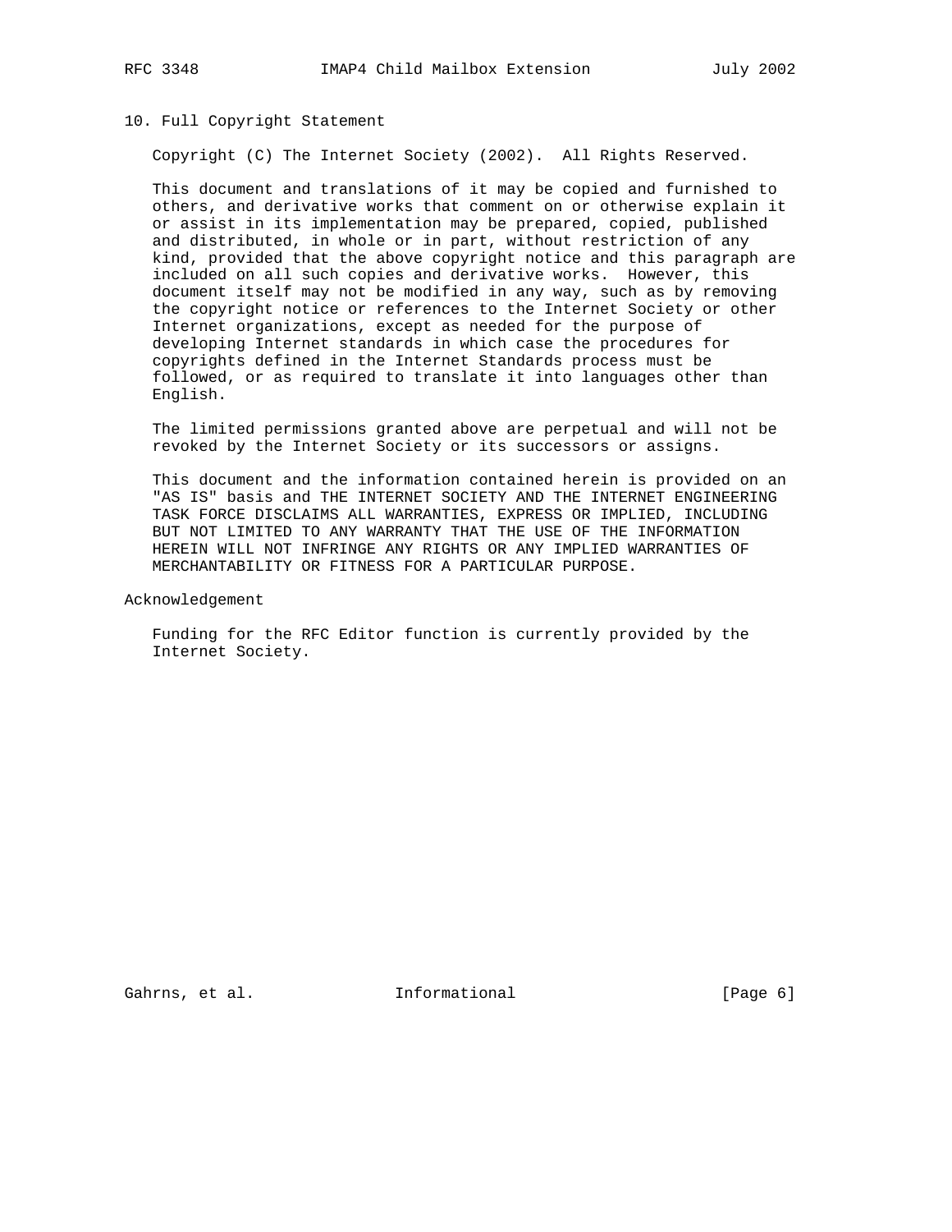## 10. Full Copyright Statement

Copyright (C) The Internet Society (2002). All Rights Reserved.

This document and translations of it may be copied and furnished to others, and derivative works that comment on or otherwise explain it or assist in its implementation may be prepared, copied, published and distributed, in whole or in part, without restriction of any kind, provided that the above copyright notice and this paragraph are included on all such copies and derivative works. However, this document itself may not be modified in any way, such as by removing the copyright notice or references to the Internet Society or other Internet organizations, except as needed for the purpose of developing Internet standards in which case the procedures for copyrights defined in the Internet Standards process must be followed, or as required to translate it into languages other than English.

The limited permissions granted above are perpetual and will not be revoked by the Internet Society or its successors or assigns.

This document and the information contained herein is provided on an "AS IS" basis and THE INTERNET SOCIETY AND THE INTERNET ENGINEERING TASK FORCE DISCLAIMS ALL WARRANTIES, EXPRESS OR IMPLIED, INCLUDING BUT NOT LIMITED TO ANY WARRANTY THAT THE USE OF THE INFORMATION HEREIN WILL NOT INFRINGE ANY RIGHTS OR ANY IMPLIED WARRANTIES OF MERCHANTABILITY OR FITNESS FOR A PARTICULAR PURPOSE.

## Acknowledgement

Funding for the RFC Editor function is currently provided by the Internet Society.